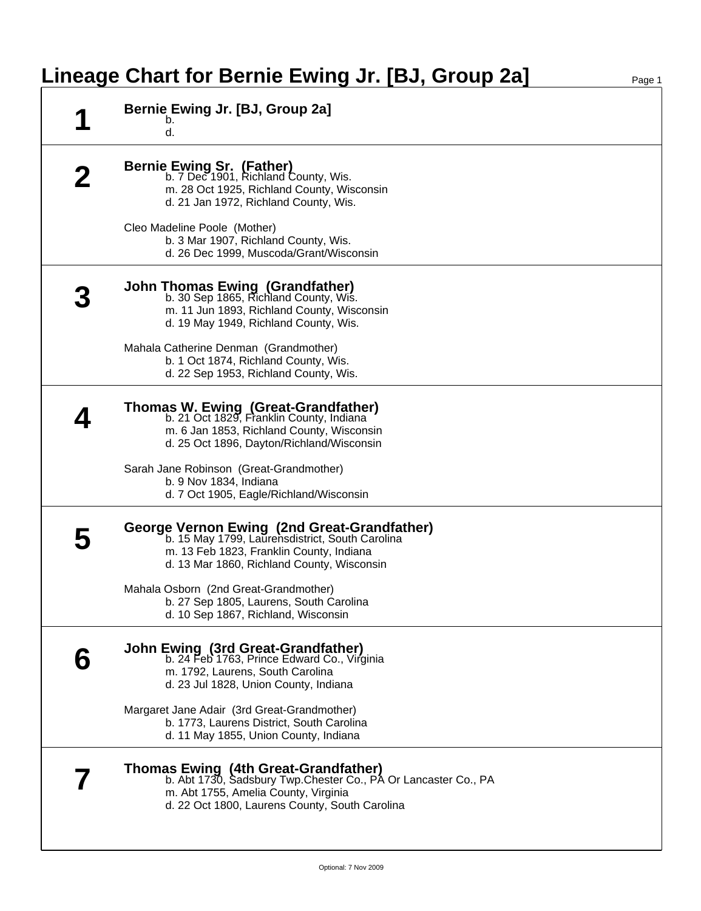# Lineage Chart for Bernie Ewing Jr. [BJ, Group 2a]

## 1

**Bernie Ewing Jr. [BJ, Group 2a]**
- b.
- d.

## 2

**Bernie Ewing Sr. (Father)**
- b. 7 Dec 1901, Richland County, Wis.
- m. 28 Oct 1925, Richland County, Wisconsin
- d. 21 Jan 1972, Richland County, Wis.

Cleo Madeline Poole (Mother)
- b. 3 Mar 1907, Richland County, Wis.
- d. 26 Dec 1999, Muscoda/Grant/Wisconsin

## 3

**John Thomas Ewing (Grandfather)**
- b. 30 Sep 1865, Richland County, Wis.
- m. 11 Jun 1893, Richland County, Wisconsin
- d. 19 May 1949, Richland County, Wis.

Mahala Catherine Denman (Grandmother)
- b. 1 Oct 1874, Richland County, Wis.
- d. 22 Sep 1953, Richland County, Wis.

## 4

**Thomas W. Ewing (Great-Grandfather)**
- b. 21 Oct 1829, Franklin County, Indiana
- m. 6 Jan 1853, Richland County, Wisconsin
- d. 25 Oct 1896, Dayton/Richland/Wisconsin

Sarah Jane Robinson (Great-Grandmother)
- b. 9 Nov 1834, Indiana
- d. 7 Oct 1905, Eagle/Richland/Wisconsin

## 5

**George Vernon Ewing (2nd Great-Grandfather)**
- b. 15 May 1799, Laurensdistrict, South Carolina
- m. 13 Feb 1823, Franklin County, Indiana
- d. 13 Mar 1860, Richland County, Wisconsin

Mahala Osborn (2nd Great-Grandmother)
- b. 27 Sep 1805, Laurens, South Carolina
- d. 10 Sep 1867, Richland, Wisconsin

## 6

**John Ewing (3rd Great-Grandfather)**
- b. 24 Feb 1763, Prince Edward Co., Virginia
- m. 1792, Laurens, South Carolina
- d. 23 Jul 1828, Union County, Indiana

Margaret Jane Adair (3rd Great-Grandmother)
- b. 1773, Laurens District, South Carolina
- d. 11 May 1855, Union County, Indiana

## 7

**Thomas Ewing (4th Great-Grandfather)**
- b. Abt 1730, Sadsbury Twp.Chester Co., PA Or Lancaster Co., PA
- m. Abt 1755, Amelia County, Virginia
- d. 22 Oct 1800, Laurens County, South Carolina

Optional: 7 Nov 2009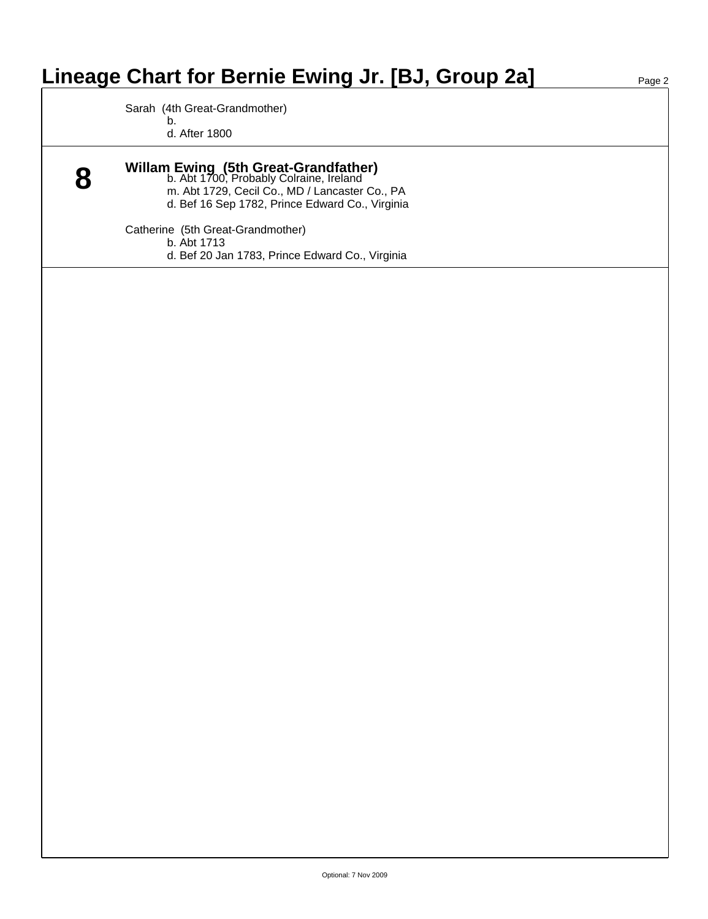# Lineage Chart for Bernie Ewing Jr. [BJ, Group 2a]

Sarah (4th Great-Grandmother)
b.
d. After 1800

---

**8**

**Willam Ewing (5th Great-Grandfather)**
b. Abt 1700, Probably Colraine, Ireland
m. Abt 1729, Cecil Co., MD / Lancaster Co., PA
d. Bef 16 Sep 1782, Prince Edward Co., Virginia

Catherine (5th Great-Grandmother)
b. Abt 1713
d. Bef 20 Jan 1783, Prince Edward Co., Virginia

---

Optional: 7 Nov 2009